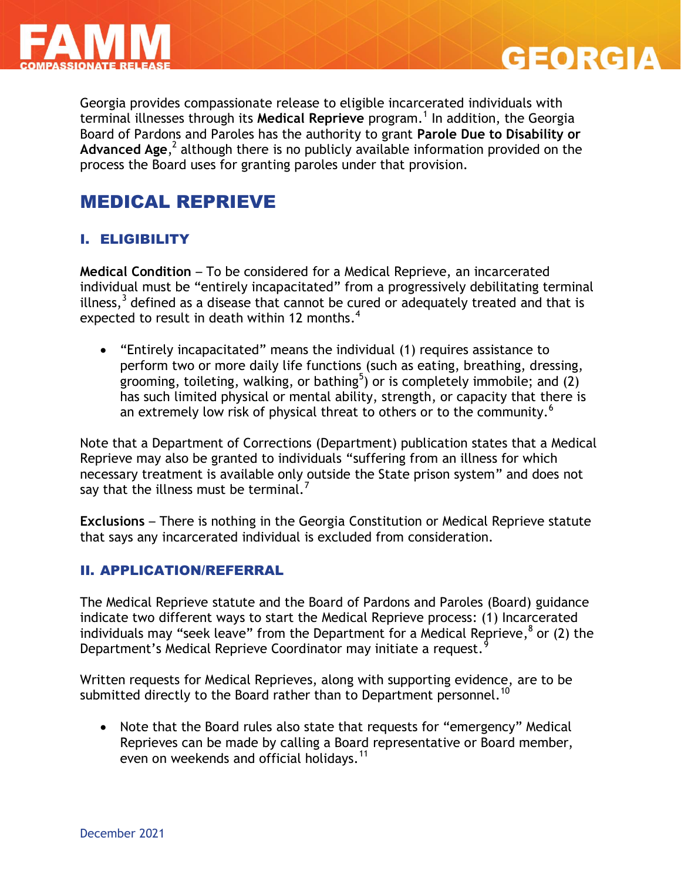# FAMM COMPASSIONATE RELEASE — GEORGIA

Georgia provides compassionate release to eligible incarcerated individuals with terminal illnesses through its **Medical Reprieve** program.[1] In addition, the Georgia Board of Pardons and Paroles has the authority to grant **Parole Due to Disability or Advanced Age**,[2] although there is no publicly available information provided on the process the Board uses for granting paroles under that provision.

## MEDICAL REPRIEVE

### I. ELIGIBILITY

**Medical Condition** – To be considered for a Medical Reprieve, an incarcerated individual must be "entirely incapacitated" from a progressively debilitating terminal illness,[3] defined as a disease that cannot be cured or adequately treated and that is expected to result in death within 12 months.[4]

- "Entirely incapacitated" means the individual (1) requires assistance to perform two or more daily life functions (such as eating, breathing, dressing, grooming, toileting, walking, or bathing[5]) or is completely immobile; and (2) has such limited physical or mental ability, strength, or capacity that there is an extremely low risk of physical threat to others or to the community.[6]

Note that a Department of Corrections (Department) publication states that a Medical Reprieve may also be granted to individuals "suffering from an illness for which necessary treatment is available only outside the State prison system" and does not say that the illness must be terminal.[7]

**Exclusions** – There is nothing in the Georgia Constitution or Medical Reprieve statute that says any incarcerated individual is excluded from consideration.

### II. APPLICATION/REFERRAL

The Medical Reprieve statute and the Board of Pardons and Paroles (Board) guidance indicate two different ways to start the Medical Reprieve process: (1) Incarcerated individuals may "seek leave" from the Department for a Medical Reprieve,[8] or (2) the Department's Medical Reprieve Coordinator may initiate a request.[9]

Written requests for Medical Reprieves, along with supporting evidence, are to be submitted directly to the Board rather than to Department personnel.[10]

- Note that the Board rules also state that requests for "emergency" Medical Reprieves can be made by calling a Board representative or Board member, even on weekends and official holidays.[11]

December 2021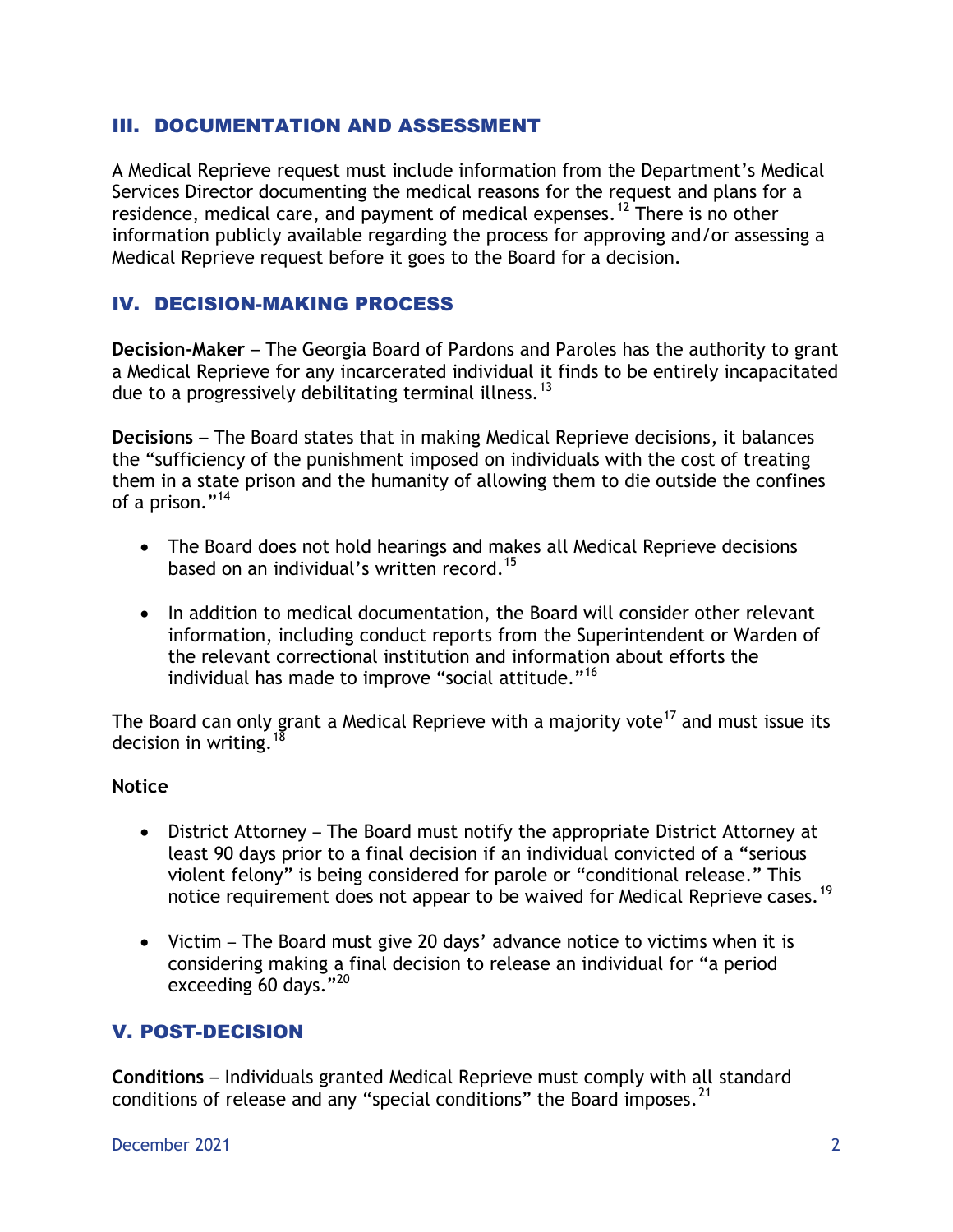## III. DOCUMENTATION AND ASSESSMENT

A Medical Reprieve request must include information from the Department's Medical Services Director documenting the medical reasons for the request and plans for a residence, medical care, and payment of medical expenses.[12] There is no other information publicly available regarding the process for approving and/or assessing a Medical Reprieve request before it goes to the Board for a decision.

## IV. DECISION-MAKING PROCESS

**Decision-Maker** – The Georgia Board of Pardons and Paroles has the authority to grant a Medical Reprieve for any incarcerated individual it finds to be entirely incapacitated due to a progressively debilitating terminal illness.[13]

**Decisions** – The Board states that in making Medical Reprieve decisions, it balances the "sufficiency of the punishment imposed on individuals with the cost of treating them in a state prison and the humanity of allowing them to die outside the confines of a prison."[14]

- The Board does not hold hearings and makes all Medical Reprieve decisions based on an individual's written record.[15]

- In addition to medical documentation, the Board will consider other relevant information, including conduct reports from the Superintendent or Warden of the relevant correctional institution and information about efforts the individual has made to improve "social attitude."[16]

The Board can only grant a Medical Reprieve with a majority vote[17] and must issue its decision in writing.[18]

**Notice**

- District Attorney – The Board must notify the appropriate District Attorney at least 90 days prior to a final decision if an individual convicted of a "serious violent felony" is being considered for parole or "conditional release." This notice requirement does not appear to be waived for Medical Reprieve cases.[19]

- Victim – The Board must give 20 days' advance notice to victims when it is considering making a final decision to release an individual for "a period exceeding 60 days."[20]

## V. POST-DECISION

**Conditions** – Individuals granted Medical Reprieve must comply with all standard conditions of release and any "special conditions" the Board imposes.[21]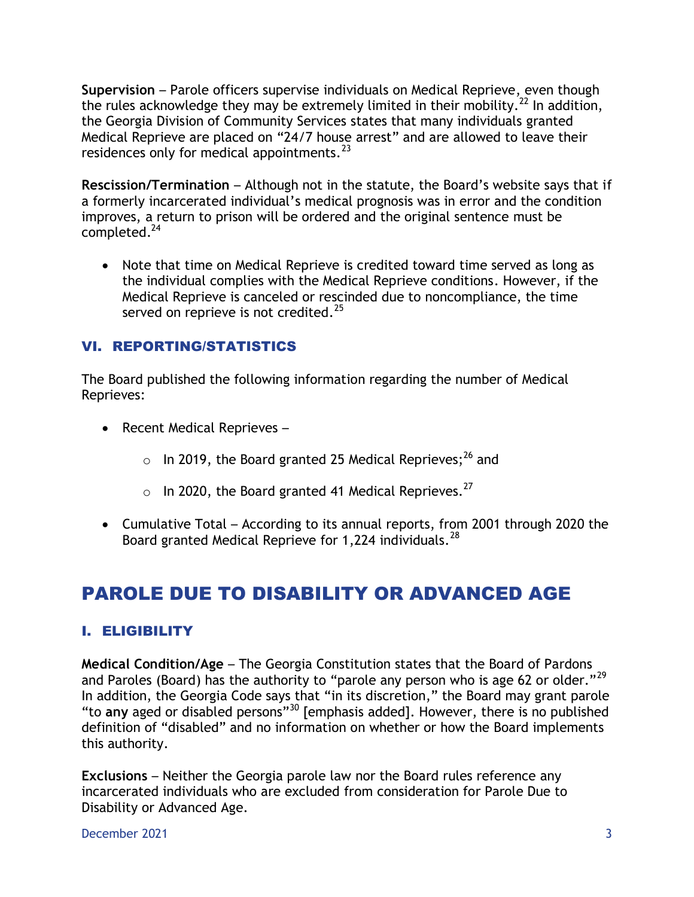**Supervision** – Parole officers supervise individuals on Medical Reprieve, even though the rules acknowledge they may be extremely limited in their mobility.[22] In addition, the Georgia Division of Community Services states that many individuals granted Medical Reprieve are placed on "24/7 house arrest" and are allowed to leave their residences only for medical appointments.[23]

**Rescission/Termination** – Although not in the statute, the Board's website says that if a formerly incarcerated individual's medical prognosis was in error and the condition improves, a return to prison will be ordered and the original sentence must be completed.[24]

- Note that time on Medical Reprieve is credited toward time served as long as the individual complies with the Medical Reprieve conditions. However, if the Medical Reprieve is canceled or rescinded due to noncompliance, the time served on reprieve is not credited.[25]

### VI. REPORTING/STATISTICS

The Board published the following information regarding the number of Medical Reprieves:

- Recent Medical Reprieves –
    - In 2019, the Board granted 25 Medical Reprieves;[26] and
    - In 2020, the Board granted 41 Medical Reprieves.[27]
- Cumulative Total – According to its annual reports, from 2001 through 2020 the Board granted Medical Reprieve for 1,224 individuals.[28]

## PAROLE DUE TO DISABILITY OR ADVANCED AGE

### I. ELIGIBILITY

**Medical Condition/Age** – The Georgia Constitution states that the Board of Pardons and Paroles (Board) has the authority to "parole any person who is age 62 or older."[29] In addition, the Georgia Code says that "in its discretion," the Board may grant parole "to **any** aged or disabled persons"[30] [emphasis added]. However, there is no published definition of "disabled" and no information on whether or how the Board implements this authority.

**Exclusions** – Neither the Georgia parole law nor the Board rules reference any incarcerated individuals who are excluded from consideration for Parole Due to Disability or Advanced Age.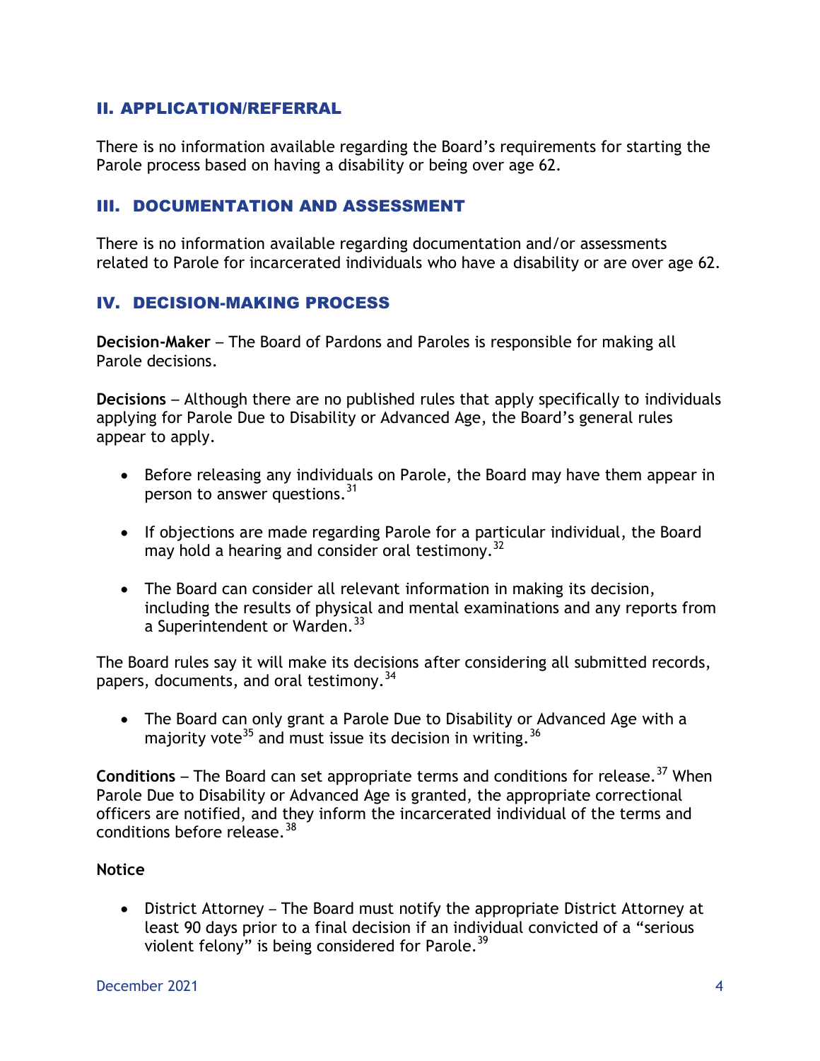## II. APPLICATION/REFERRAL

There is no information available regarding the Board's requirements for starting the Parole process based on having a disability or being over age 62.

## III. DOCUMENTATION AND ASSESSMENT

There is no information available regarding documentation and/or assessments related to Parole for incarcerated individuals who have a disability or are over age 62.

## IV. DECISION-MAKING PROCESS

**Decision-Maker** – The Board of Pardons and Paroles is responsible for making all Parole decisions.

**Decisions** – Although there are no published rules that apply specifically to individuals applying for Parole Due to Disability or Advanced Age, the Board's general rules appear to apply.

- Before releasing any individuals on Parole, the Board may have them appear in person to answer questions.[31]
- If objections are made regarding Parole for a particular individual, the Board may hold a hearing and consider oral testimony.[32]
- The Board can consider all relevant information in making its decision, including the results of physical and mental examinations and any reports from a Superintendent or Warden.[33]

The Board rules say it will make its decisions after considering all submitted records, papers, documents, and oral testimony.[34]

- The Board can only grant a Parole Due to Disability or Advanced Age with a majority vote[35] and must issue its decision in writing.[36]

**Conditions** – The Board can set appropriate terms and conditions for release.[37] When Parole Due to Disability or Advanced Age is granted, the appropriate correctional officers are notified, and they inform the incarcerated individual of the terms and conditions before release.[38]

**Notice**

- District Attorney – The Board must notify the appropriate District Attorney at least 90 days prior to a final decision if an individual convicted of a "serious violent felony" is being considered for Parole.[39]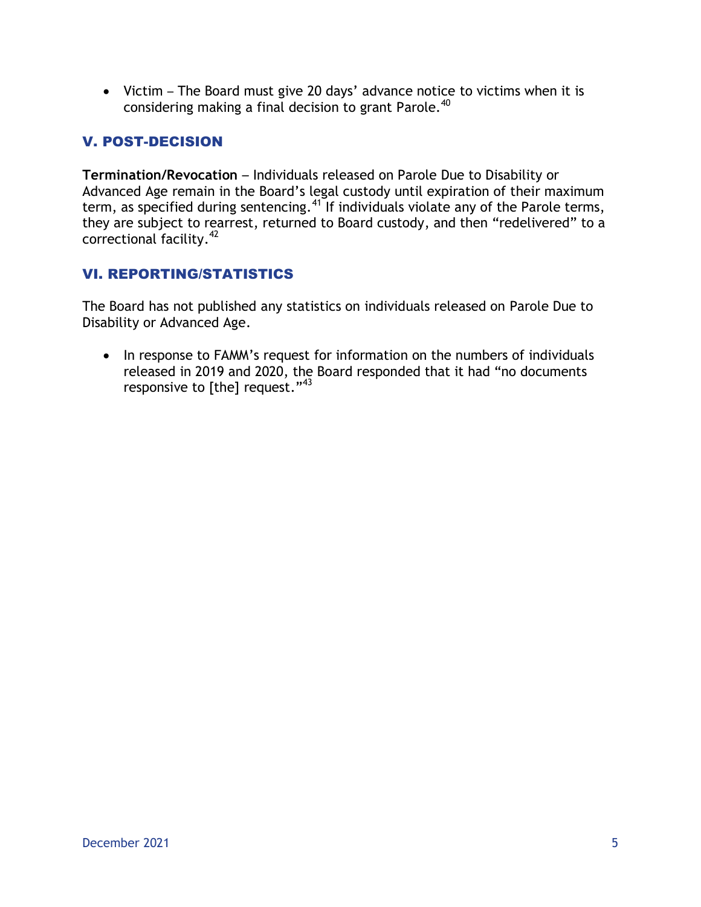- Victim – The Board must give 20 days' advance notice to victims when it is considering making a final decision to grant Parole.[40]

## V. POST-DECISION

**Termination/Revocation** – Individuals released on Parole Due to Disability or Advanced Age remain in the Board's legal custody until expiration of their maximum term, as specified during sentencing.[41] If individuals violate any of the Parole terms, they are subject to rearrest, returned to Board custody, and then "redelivered" to a correctional facility.[42]

## VI. REPORTING/STATISTICS

The Board has not published any statistics on individuals released on Parole Due to Disability or Advanced Age.

- In response to FAMM's request for information on the numbers of individuals released in 2019 and 2020, the Board responded that it had "no documents responsive to [the] request."[43]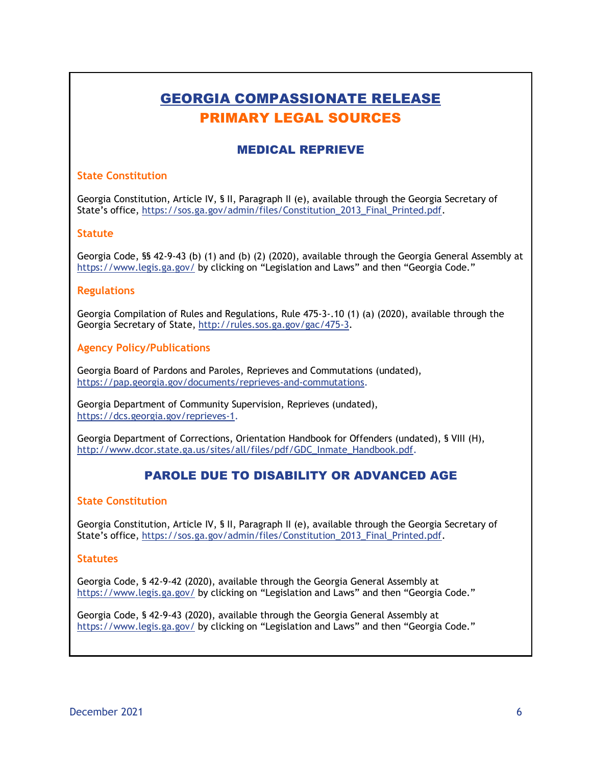# GEORGIA COMPASSIONATE RELEASE
# PRIMARY LEGAL SOURCES

## MEDICAL REPRIEVE

### State Constitution

Georgia Constitution, Article IV, § II, Paragraph II (e), available through the Georgia Secretary of State's office, https://sos.ga.gov/admin/files/Constitution_2013_Final_Printed.pdf.

### Statute

Georgia Code, §§ 42-9-43 (b) (1) and (b) (2) (2020), available through the Georgia General Assembly at https://www.legis.ga.gov/ by clicking on "Legislation and Laws" and then "Georgia Code."

### Regulations

Georgia Compilation of Rules and Regulations, Rule 475-3-.10 (1) (a) (2020), available through the Georgia Secretary of State, http://rules.sos.ga.gov/gac/475-3.

### Agency Policy/Publications

Georgia Board of Pardons and Paroles, Reprieves and Commutations (undated), https://pap.georgia.gov/documents/reprieves-and-commutations.

Georgia Department of Community Supervision, Reprieves (undated), https://dcs.georgia.gov/reprieves-1.

Georgia Department of Corrections, Orientation Handbook for Offenders (undated), § VIII (H), http://www.dcor.state.ga.us/sites/all/files/pdf/GDC_Inmate_Handbook.pdf.

## PAROLE DUE TO DISABILITY OR ADVANCED AGE

### State Constitution

Georgia Constitution, Article IV, § II, Paragraph II (e), available through the Georgia Secretary of State's office, https://sos.ga.gov/admin/files/Constitution_2013_Final_Printed.pdf.

### Statutes

Georgia Code, § 42-9-42 (2020), available through the Georgia General Assembly at https://www.legis.ga.gov/ by clicking on "Legislation and Laws" and then "Georgia Code."

Georgia Code, § 42-9-43 (2020), available through the Georgia General Assembly at https://www.legis.ga.gov/ by clicking on "Legislation and Laws" and then "Georgia Code."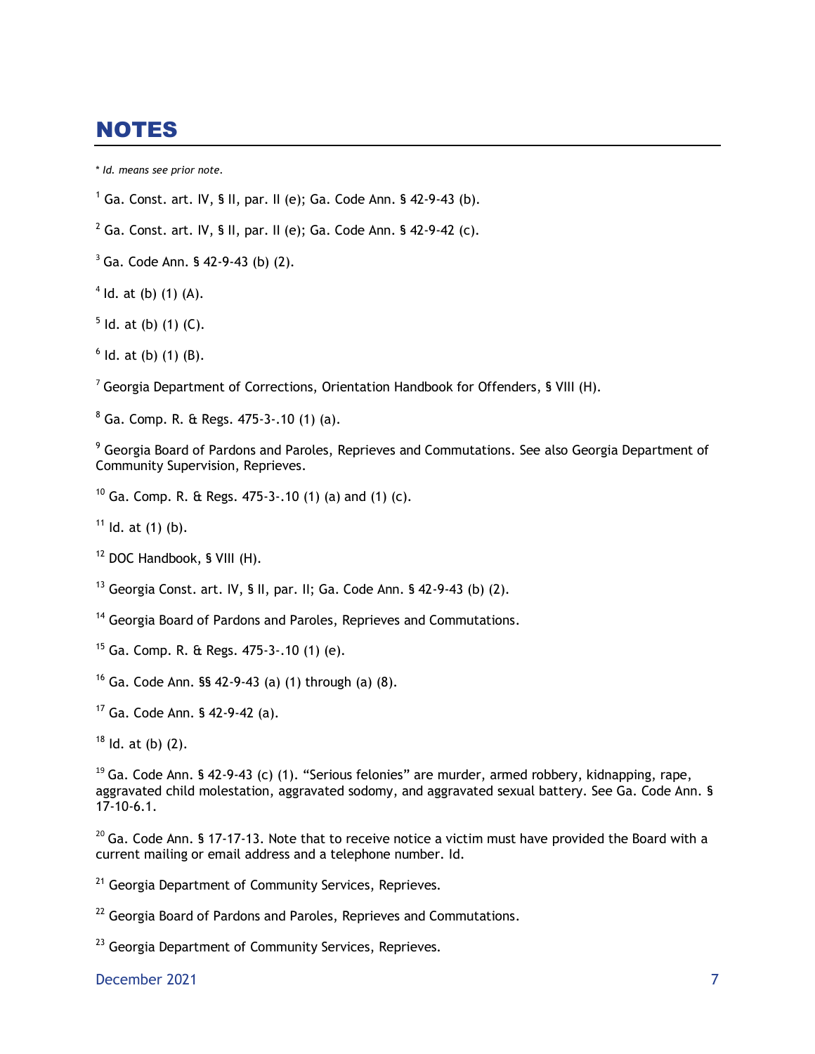# NOTES

* *Id. means see prior note.*

[1] Ga. Const. art. IV, § II, par. II (e); Ga. Code Ann. § 42-9-43 (b).

[2] Ga. Const. art. IV, § II, par. II (e); Ga. Code Ann. § 42-9-42 (c).

[3] Ga. Code Ann. § 42-9-43 (b) (2).

[4] Id. at (b) (1) (A).

[5] Id. at (b) (1) (C).

[6] Id. at (b) (1) (B).

[7] Georgia Department of Corrections, Orientation Handbook for Offenders, § VIII (H).

[8] Ga. Comp. R. & Regs. 475-3-.10 (1) (a).

[9] Georgia Board of Pardons and Paroles, Reprieves and Commutations. See also Georgia Department of Community Supervision, Reprieves.

[10] Ga. Comp. R. & Regs. 475-3-.10 (1) (a) and (1) (c).

[11] Id. at (1) (b).

[12] DOC Handbook, § VIII (H).

[13] Georgia Const. art. IV, § II, par. II; Ga. Code Ann. § 42-9-43 (b) (2).

[14] Georgia Board of Pardons and Paroles, Reprieves and Commutations.

[15] Ga. Comp. R. & Regs. 475-3-.10 (1) (e).

[16] Ga. Code Ann. §§ 42-9-43 (a) (1) through (a) (8).

[17] Ga. Code Ann. § 42-9-42 (a).

[18] Id. at (b) (2).

[19] Ga. Code Ann. § 42-9-43 (c) (1). "Serious felonies" are murder, armed robbery, kidnapping, rape, aggravated child molestation, aggravated sodomy, and aggravated sexual battery. See Ga. Code Ann. § 17-10-6.1.

[20] Ga. Code Ann. § 17-17-13. Note that to receive notice a victim must have provided the Board with a current mailing or email address and a telephone number. Id.

[21] Georgia Department of Community Services, Reprieves.

[22] Georgia Board of Pardons and Paroles, Reprieves and Commutations.

[23] Georgia Department of Community Services, Reprieves.

December 2021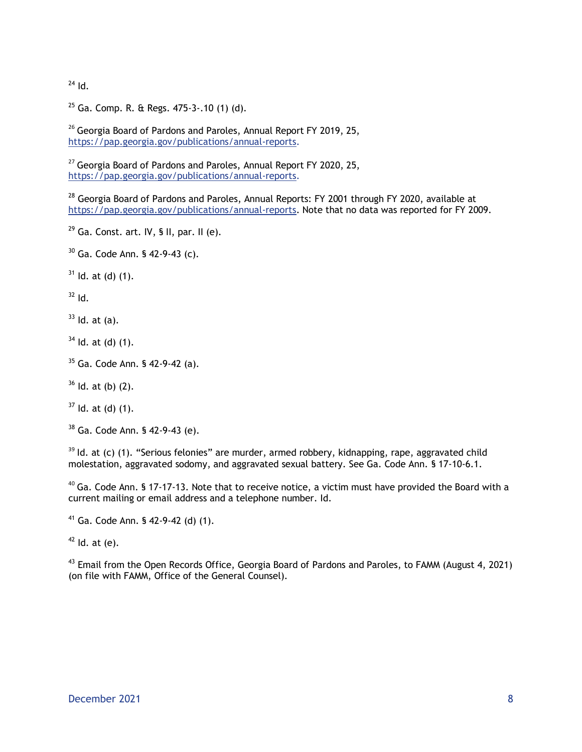[24] Id.

[25] Ga. Comp. R. & Regs. 475-3-.10 (1) (d).

[26] Georgia Board of Pardons and Paroles, Annual Report FY 2019, 25, https://pap.georgia.gov/publications/annual-reports.

[27] Georgia Board of Pardons and Paroles, Annual Report FY 2020, 25, https://pap.georgia.gov/publications/annual-reports.

[28] Georgia Board of Pardons and Paroles, Annual Reports: FY 2001 through FY 2020, available at https://pap.georgia.gov/publications/annual-reports. Note that no data was reported for FY 2009.

[29] Ga. Const. art. IV, § II, par. II (e).

[30] Ga. Code Ann. § 42-9-43 (c).

[31] Id. at (d) (1).

[32] Id.

[33] Id. at (a).

[34] Id. at (d) (1).

[35] Ga. Code Ann. § 42-9-42 (a).

[36] Id. at (b) (2).

[37] Id. at (d) (1).

[38] Ga. Code Ann. § 42-9-43 (e).

[39] Id. at (c) (1). "Serious felonies" are murder, armed robbery, kidnapping, rape, aggravated child molestation, aggravated sodomy, and aggravated sexual battery. See Ga. Code Ann. § 17-10-6.1.

[40] Ga. Code Ann. § 17-17-13. Note that to receive notice, a victim must have provided the Board with a current mailing or email address and a telephone number. Id.

[41] Ga. Code Ann. § 42-9-42 (d) (1).

[42] Id. at (e).

[43] Email from the Open Records Office, Georgia Board of Pardons and Paroles, to FAMM (August 4, 2021) (on file with FAMM, Office of the General Counsel).